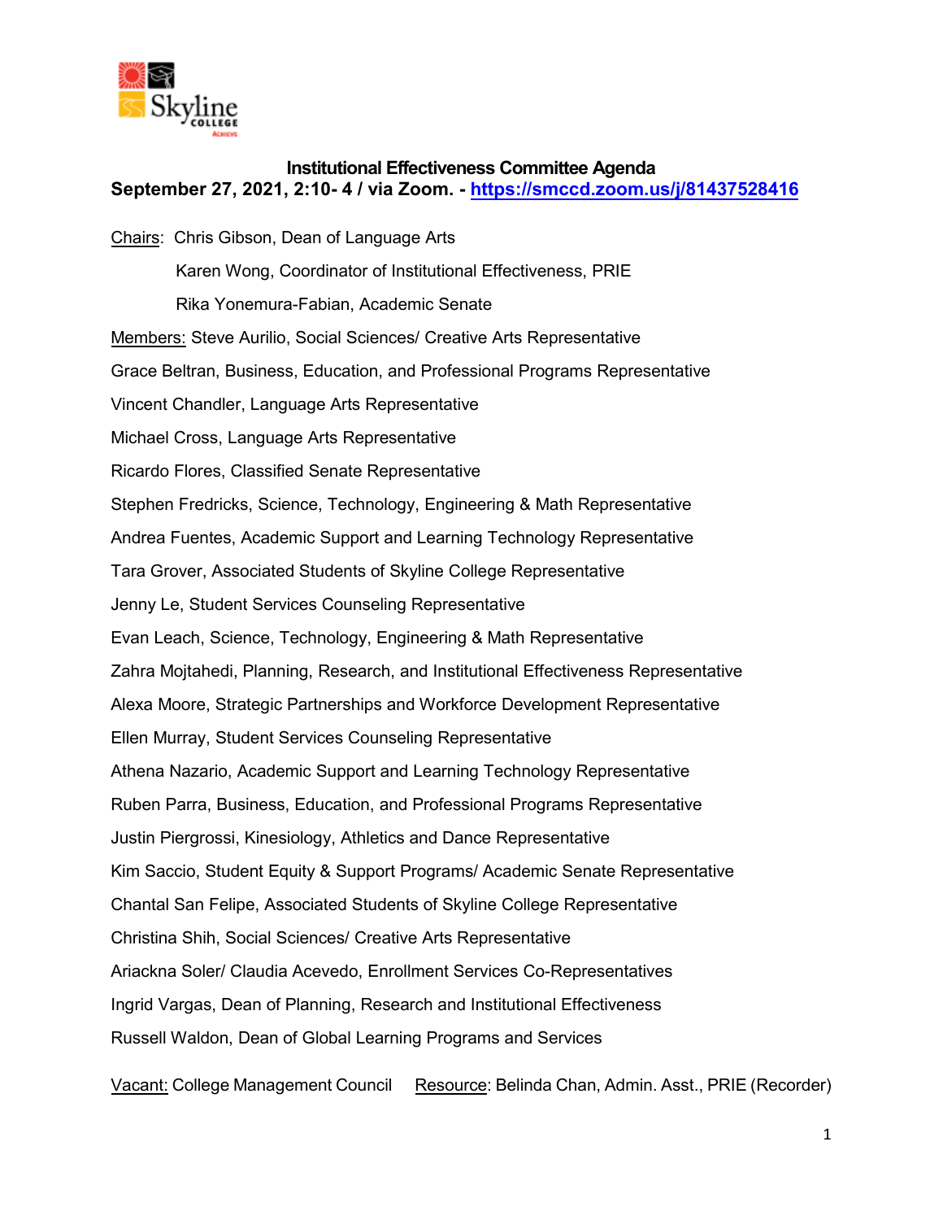# Institutional Effectiveness Committee Agenda

**September 27, 2021, 2:10- 4 / via Zoom. - [https://smccd.zoom.us/j/81437528416](https://smccd.zoom.us/j/81437528416)**

Chairs: Chris Gibson, Dean of Language Arts

Karen Wong, Coordinator of Institutional Effectiveness, PRIE

Rika Yonemura-Fabian, Academic Senate

Members: Steve Aurilio, Social Sciences/ Creative Arts Representative

Grace Beltran, Business, Education, and Professional Programs Representative

Vincent Chandler, Language Arts Representative

Michael Cross, Language Arts Representative

Ricardo Flores, Classified Senate Representative

Stephen Fredricks, Science, Technology, Engineering & Math Representative

Andrea Fuentes, Academic Support and Learning Technology Representative

Tara Grover, Associated Students of Skyline College Representative

Jenny Le, Student Services Counseling Representative

Evan Leach, Science, Technology, Engineering & Math Representative

Zahra Mojtahedi, Planning, Research, and Institutional Effectiveness Representative

Alexa Moore, Strategic Partnerships and Workforce Development Representative

Ellen Murray, Student Services Counseling Representative

Athena Nazario, Academic Support and Learning Technology Representative

Ruben Parra, Business, Education, and Professional Programs Representative

Justin Piergrossi, Kinesiology, Athletics and Dance Representative

Kim Saccio, Student Equity & Support Programs/ Academic Senate Representative

Chantal San Felipe, Associated Students of Skyline College Representative

Christina Shih, Social Sciences/ Creative Arts Representative

Ariackna Soler/ Claudia Acevedo, Enrollment Services Co-Representatives

Ingrid Vargas, Dean of Planning, Research and Institutional Effectiveness

Russell Waldon, Dean of Global Learning Programs and Services

Vacant: College Management Council     Resource: Belinda Chan, Admin. Asst., PRIE (Recorder)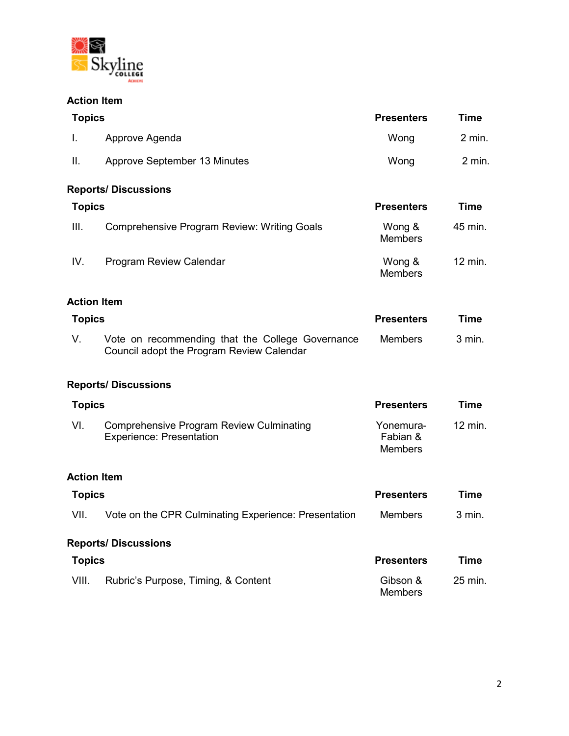### Action Item

| Topics | | Presenters | Time |
|---|---|---|---|
| I. | Approve Agenda | Wong | 2 min. |
| II. | Approve September 13 Minutes | Wong | 2 min. |

### Reports/ Discussions

| Topics | | Presenters | Time |
|---|---|---|---|
| III. | Comprehensive Program Review: Writing Goals | Wong & Members | 45 min. |
| IV. | Program Review Calendar | Wong & Members | 12 min. |

### Action Item

| Topics | | Presenters | Time |
|---|---|---|---|
| V. | Vote on recommending that the College Governance Council adopt the Program Review Calendar | Members | 3 min. |

### Reports/ Discussions

| Topics | | Presenters | Time |
|---|---|---|---|
| VI. | Comprehensive Program Review Culminating Experience: Presentation | Yonemura-Fabian & Members | 12 min. |

### Action Item

| Topics | | Presenters | Time |
|---|---|---|---|
| VII. | Vote on the CPR Culminating Experience: Presentation | Members | 3 min. |

### Reports/ Discussions

| Topics | | Presenters | Time |
|---|---|---|---|
| VIII. | Rubric's Purpose, Timing, & Content | Gibson & Members | 25 min. |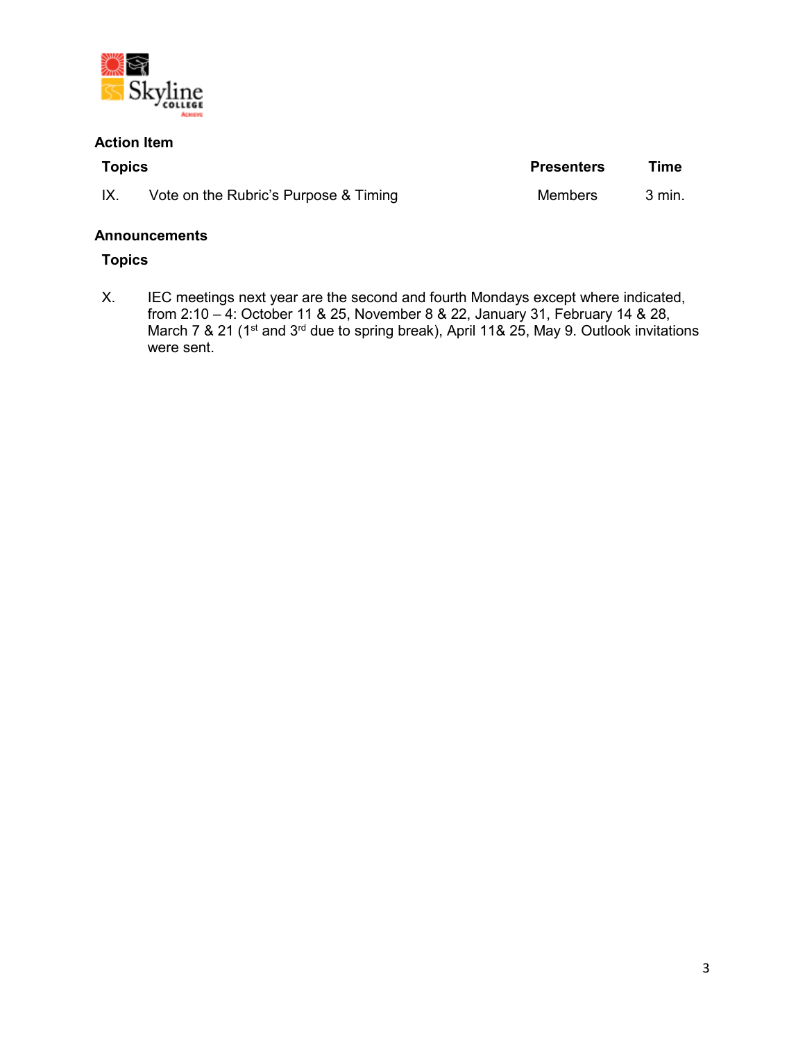## Action Item

| Topics | | Presenters | Time |
|---|---|---|---|
| IX. | Vote on the Rubric's Purpose & Timing | Members | 3 min. |

## Announcements

**Topics**

X. IEC meetings next year are the second and fourth Mondays except where indicated, from 2:10 – 4: October 11 & 25, November 8 & 22, January 31, February 14 & 28, March 7 & 21 (1st and 3rd due to spring break), April 11& 25, May 9. Outlook invitations were sent.